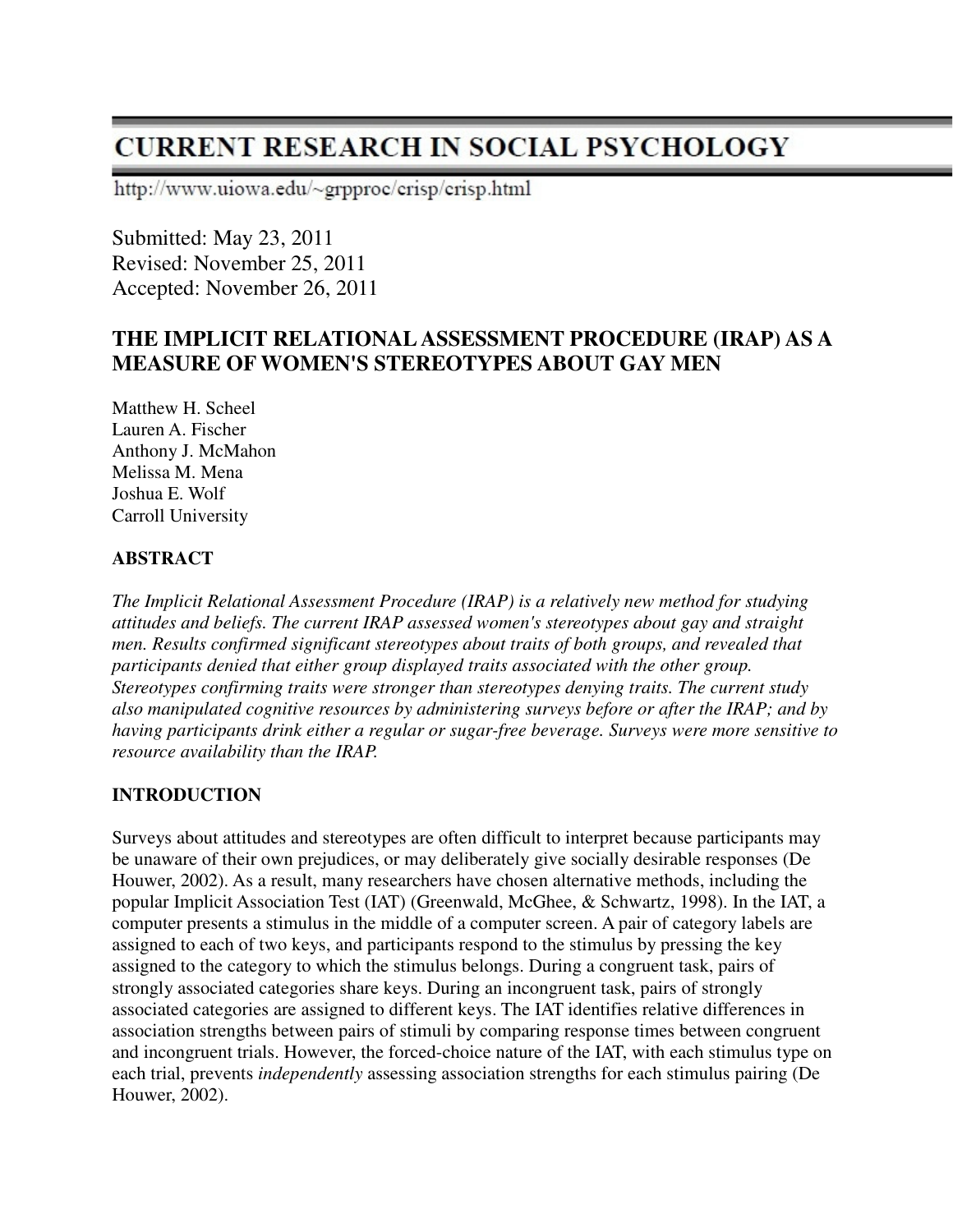# CURRENT RESEARCH IN SOCIAL PSYCHOLOGY

http://www.uiowa.edu/~grpproc/crisp/crisp.html

Submitted: May 23, 2011
Revised: November 25, 2011
Accepted: November 26, 2011

## THE IMPLICIT RELATIONAL ASSESSMENT PROCEDURE (IRAP) AS A MEASURE OF WOMEN'S STEREOTYPES ABOUT GAY MEN

Matthew H. Scheel
Lauren A. Fischer
Anthony J. McMahon
Melissa M. Mena
Joshua E. Wolf
Carroll University

### ABSTRACT

*The Implicit Relational Assessment Procedure (IRAP) is a relatively new method for studying attitudes and beliefs. The current IRAP assessed women's stereotypes about gay and straight men. Results confirmed significant stereotypes about traits of both groups, and revealed that participants denied that either group displayed traits associated with the other group. Stereotypes confirming traits were stronger than stereotypes denying traits. The current study also manipulated cognitive resources by administering surveys before or after the IRAP; and by having participants drink either a regular or sugar-free beverage. Surveys were more sensitive to resource availability than the IRAP.*

### INTRODUCTION

Surveys about attitudes and stereotypes are often difficult to interpret because participants may be unaware of their own prejudices, or may deliberately give socially desirable responses (De Houwer, 2002). As a result, many researchers have chosen alternative methods, including the popular Implicit Association Test (IAT) (Greenwald, McGhee, & Schwartz, 1998). In the IAT, a computer presents a stimulus in the middle of a computer screen. A pair of category labels are assigned to each of two keys, and participants respond to the stimulus by pressing the key assigned to the category to which the stimulus belongs. During a congruent task, pairs of strongly associated categories share keys. During an incongruent task, pairs of strongly associated categories are assigned to different keys. The IAT identifies relative differences in association strengths between pairs of stimuli by comparing response times between congruent and incongruent trials. However, the forced-choice nature of the IAT, with each stimulus type on each trial, prevents *independently* assessing association strengths for each stimulus pairing (De Houwer, 2002).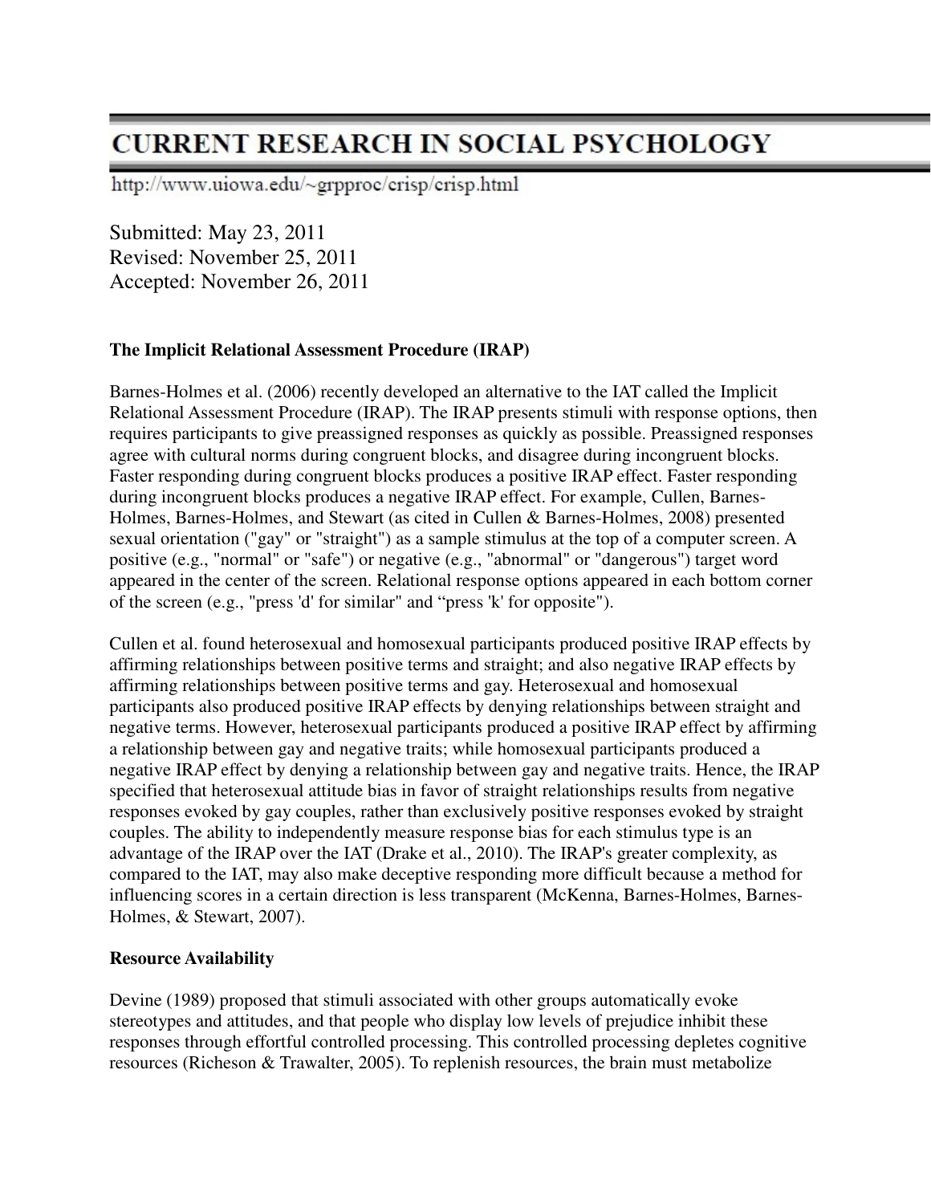# CURRENT RESEARCH IN SOCIAL PSYCHOLOGY

http://www.uiowa.edu/~grpproc/crisp/crisp.html

Submitted: May 23, 2011
Revised: November 25, 2011
Accepted: November 26, 2011

**The Implicit Relational Assessment Procedure (IRAP)**

Barnes-Holmes et al. (2006) recently developed an alternative to the IAT called the Implicit Relational Assessment Procedure (IRAP). The IRAP presents stimuli with response options, then requires participants to give preassigned responses as quickly as possible. Preassigned responses agree with cultural norms during congruent blocks, and disagree during incongruent blocks. Faster responding during congruent blocks produces a positive IRAP effect. Faster responding during incongruent blocks produces a negative IRAP effect. For example, Cullen, Barnes-Holmes, Barnes-Holmes, and Stewart (as cited in Cullen & Barnes-Holmes, 2008) presented sexual orientation ("gay" or "straight") as a sample stimulus at the top of a computer screen. A positive (e.g., "normal" or "safe") or negative (e.g., "abnormal" or "dangerous") target word appeared in the center of the screen. Relational response options appeared in each bottom corner of the screen (e.g., "press 'd' for similar" and "press 'k' for opposite").

Cullen et al. found heterosexual and homosexual participants produced positive IRAP effects by affirming relationships between positive terms and straight; and also negative IRAP effects by affirming relationships between positive terms and gay. Heterosexual and homosexual participants also produced positive IRAP effects by denying relationships between straight and negative terms. However, heterosexual participants produced a positive IRAP effect by affirming a relationship between gay and negative traits; while homosexual participants produced a negative IRAP effect by denying a relationship between gay and negative traits. Hence, the IRAP specified that heterosexual attitude bias in favor of straight relationships results from negative responses evoked by gay couples, rather than exclusively positive responses evoked by straight couples. The ability to independently measure response bias for each stimulus type is an advantage of the IRAP over the IAT (Drake et al., 2010). The IRAP's greater complexity, as compared to the IAT, may also make deceptive responding more difficult because a method for influencing scores in a certain direction is less transparent (McKenna, Barnes-Holmes, Barnes-Holmes, & Stewart, 2007).

**Resource Availability**

Devine (1989) proposed that stimuli associated with other groups automatically evoke stereotypes and attitudes, and that people who display low levels of prejudice inhibit these responses through effortful controlled processing. This controlled processing depletes cognitive resources (Richeson & Trawalter, 2005). To replenish resources, the brain must metabolize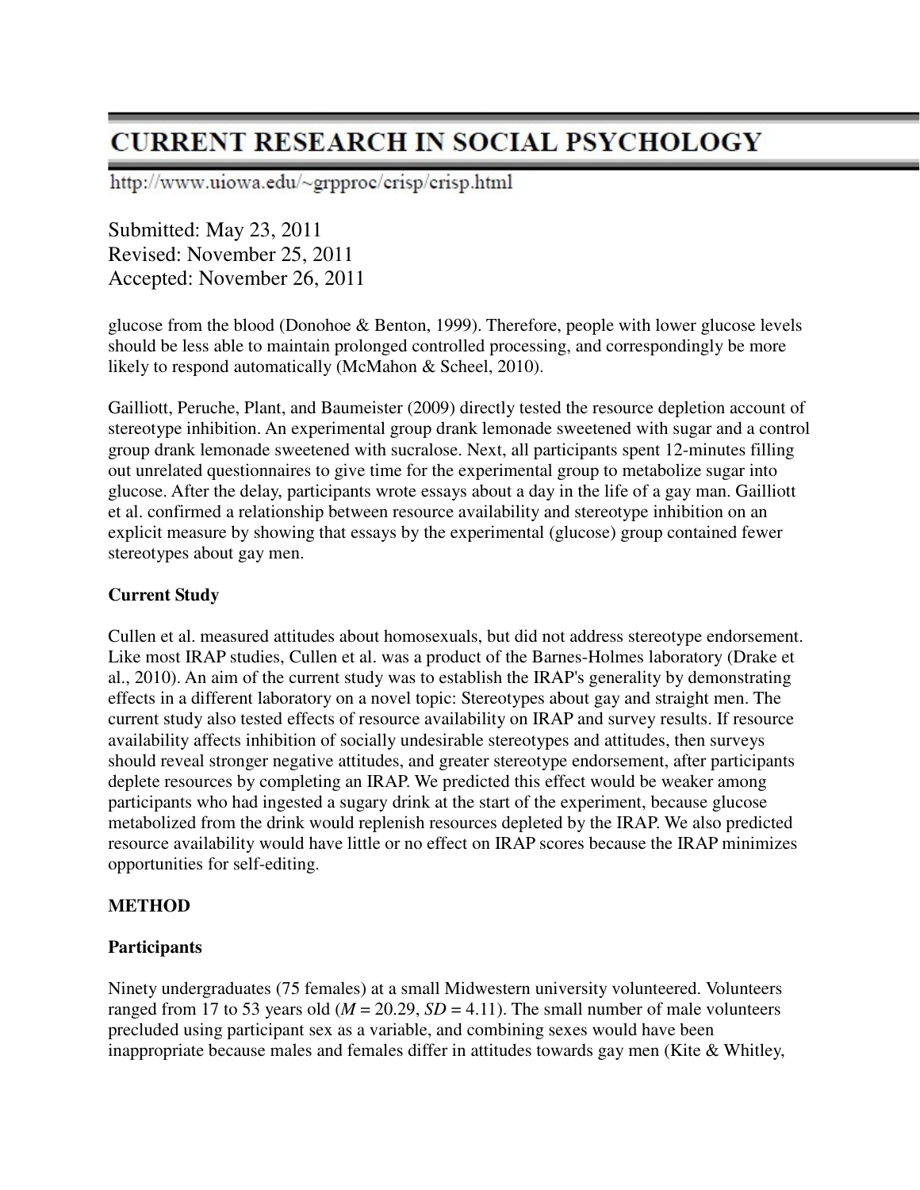glucose from the blood (Donohoe & Benton, 1999). Therefore, people with lower glucose levels should be less able to maintain prolonged controlled processing, and correspondingly be more likely to respond automatically (McMahon & Scheel, 2010).

Gailliott, Peruche, Plant, and Baumeister (2009) directly tested the resource depletion account of stereotype inhibition. An experimental group drank lemonade sweetened with sugar and a control group drank lemonade sweetened with sucralose. Next, all participants spent 12-minutes filling out unrelated questionnaires to give time for the experimental group to metabolize sugar into glucose. After the delay, participants wrote essays about a day in the life of a gay man. Gailliott et al. confirmed a relationship between resource availability and stereotype inhibition on an explicit measure by showing that essays by the experimental (glucose) group contained fewer stereotypes about gay men.

### Current Study

Cullen et al. measured attitudes about homosexuals, but did not address stereotype endorsement. Like most IRAP studies, Cullen et al. was a product of the Barnes-Holmes laboratory (Drake et al., 2010). An aim of the current study was to establish the IRAP's generality by demonstrating effects in a different laboratory on a novel topic: Stereotypes about gay and straight men. The current study also tested effects of resource availability on IRAP and survey results. If resource availability affects inhibition of socially undesirable stereotypes and attitudes, then surveys should reveal stronger negative attitudes, and greater stereotype endorsement, after participants deplete resources by completing an IRAP. We predicted this effect would be weaker among participants who had ingested a sugary drink at the start of the experiment, because glucose metabolized from the drink would replenish resources depleted by the IRAP. We also predicted resource availability would have little or no effect on IRAP scores because the IRAP minimizes opportunities for self-editing.

## METHOD

### Participants

Ninety undergraduates (75 females) at a small Midwestern university volunteered. Volunteers ranged from 17 to 53 years old ($M$ = 20.29, $SD$ = 4.11). The small number of male volunteers precluded using participant sex as a variable, and combining sexes would have been inappropriate because males and females differ in attitudes towards gay men (Kite & Whitley,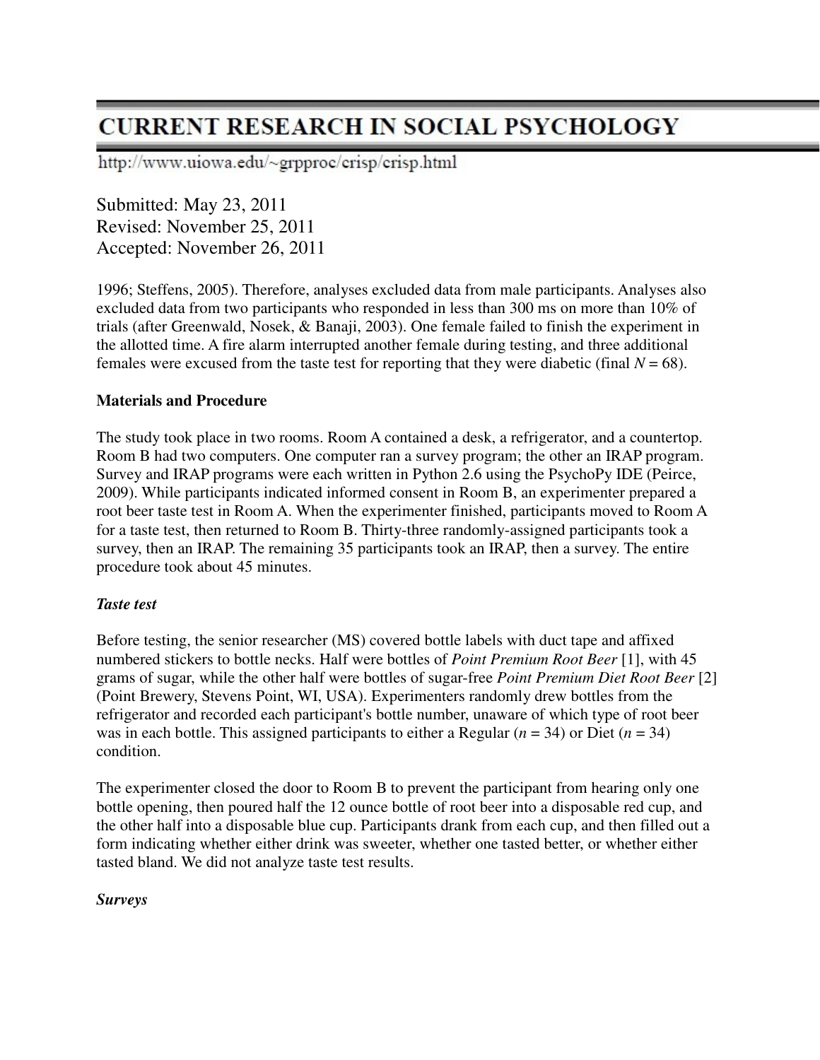1996; Steffens, 2005). Therefore, analyses excluded data from male participants. Analyses also excluded data from two participants who responded in less than 300 ms on more than 10% of trials (after Greenwald, Nosek, & Banaji, 2003). One female failed to finish the experiment in the allotted time. A fire alarm interrupted another female during testing, and three additional females were excused from the taste test for reporting that they were diabetic (final $N = 68$).

**Materials and Procedure**

The study took place in two rooms. Room A contained a desk, a refrigerator, and a countertop. Room B had two computers. One computer ran a survey program; the other an IRAP program. Survey and IRAP programs were each written in Python 2.6 using the PsychoPy IDE (Peirce, 2009). While participants indicated informed consent in Room B, an experimenter prepared a root beer taste test in Room A. When the experimenter finished, participants moved to Room A for a taste test, then returned to Room B. Thirty-three randomly-assigned participants took a survey, then an IRAP. The remaining 35 participants took an IRAP, then a survey. The entire procedure took about 45 minutes.

***Taste test***

Before testing, the senior researcher (MS) covered bottle labels with duct tape and affixed numbered stickers to bottle necks. Half were bottles of *Point Premium Root Beer* [1], with 45 grams of sugar, while the other half were bottles of sugar-free *Point Premium Diet Root Beer* [2] (Point Brewery, Stevens Point, WI, USA). Experimenters randomly drew bottles from the refrigerator and recorded each participant's bottle number, unaware of which type of root beer was in each bottle. This assigned participants to either a Regular ($n = 34$) or Diet ($n = 34$) condition.

The experimenter closed the door to Room B to prevent the participant from hearing only one bottle opening, then poured half the 12 ounce bottle of root beer into a disposable red cup, and the other half into a disposable blue cup. Participants drank from each cup, and then filled out a form indicating whether either drink was sweeter, whether one tasted better, or whether either tasted bland. We did not analyze taste test results.

***Surveys***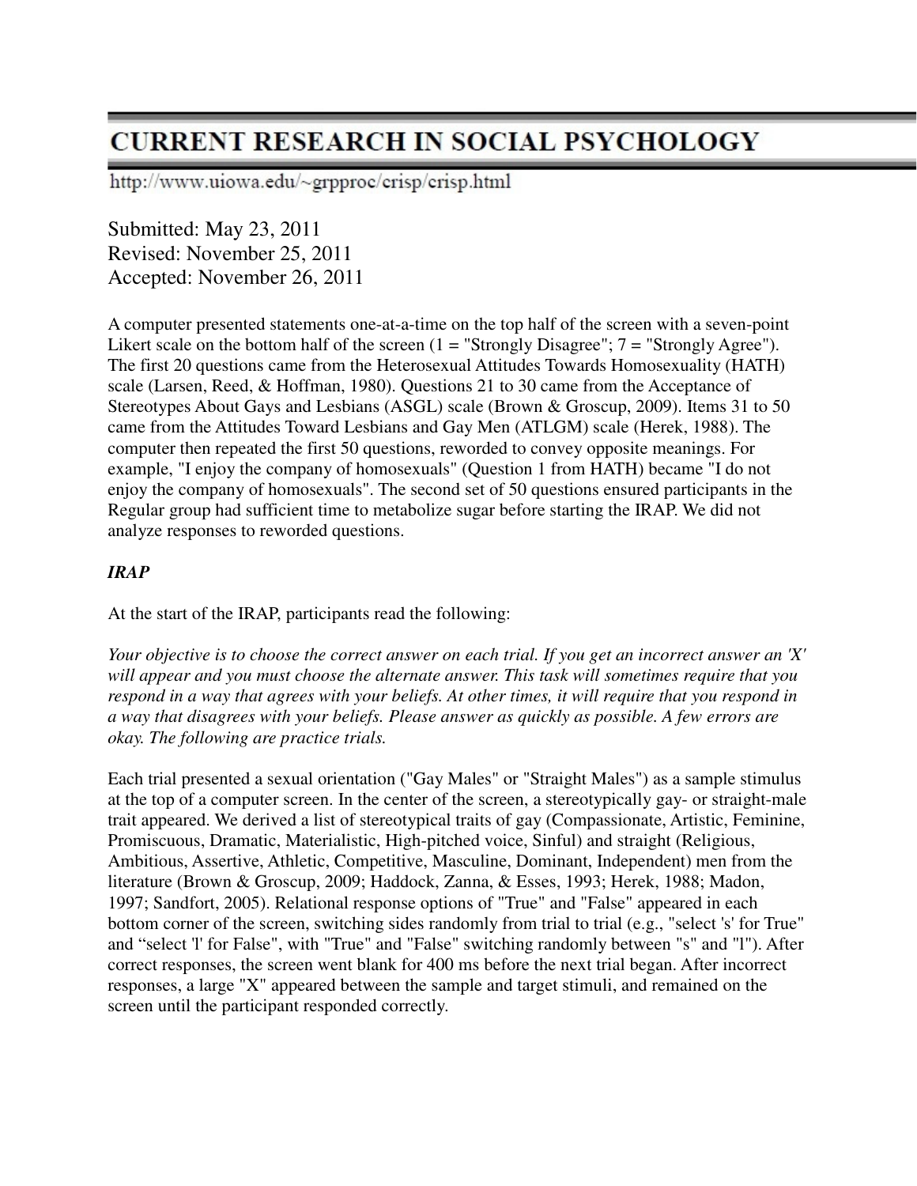A computer presented statements one-at-a-time on the top half of the screen with a seven-point Likert scale on the bottom half of the screen (1 = "Strongly Disagree"; 7 = "Strongly Agree"). The first 20 questions came from the Heterosexual Attitudes Towards Homosexuality (HATH) scale (Larsen, Reed, & Hoffman, 1980). Questions 21 to 30 came from the Acceptance of Stereotypes About Gays and Lesbians (ASGL) scale (Brown & Groscup, 2009). Items 31 to 50 came from the Attitudes Toward Lesbians and Gay Men (ATLGM) scale (Herek, 1988). The computer then repeated the first 50 questions, reworded to convey opposite meanings. For example, "I enjoy the company of homosexuals" (Question 1 from HATH) became "I do not enjoy the company of homosexuals". The second set of 50 questions ensured participants in the Regular group had sufficient time to metabolize sugar before starting the IRAP. We did not analyze responses to reworded questions.

### *IRAP*

At the start of the IRAP, participants read the following:

*Your objective is to choose the correct answer on each trial. If you get an incorrect answer an 'X' will appear and you must choose the alternate answer. This task will sometimes require that you respond in a way that agrees with your beliefs. At other times, it will require that you respond in a way that disagrees with your beliefs. Please answer as quickly as possible. A few errors are okay. The following are practice trials.*

Each trial presented a sexual orientation ("Gay Males" or "Straight Males") as a sample stimulus at the top of a computer screen. In the center of the screen, a stereotypically gay- or straight-male trait appeared. We derived a list of stereotypical traits of gay (Compassionate, Artistic, Feminine, Promiscuous, Dramatic, Materialistic, High-pitched voice, Sinful) and straight (Religious, Ambitious, Assertive, Athletic, Competitive, Masculine, Dominant, Independent) men from the literature (Brown & Groscup, 2009; Haddock, Zanna, & Esses, 1993; Herek, 1988; Madon, 1997; Sandfort, 2005). Relational response options of "True" and "False" appeared in each bottom corner of the screen, switching sides randomly from trial to trial (e.g., "select 's' for True" and "select 'l' for False", with "True" and "False" switching randomly between "s" and "l"). After correct responses, the screen went blank for 400 ms before the next trial began. After incorrect responses, a large "X" appeared between the sample and target stimuli, and remained on the screen until the participant responded correctly.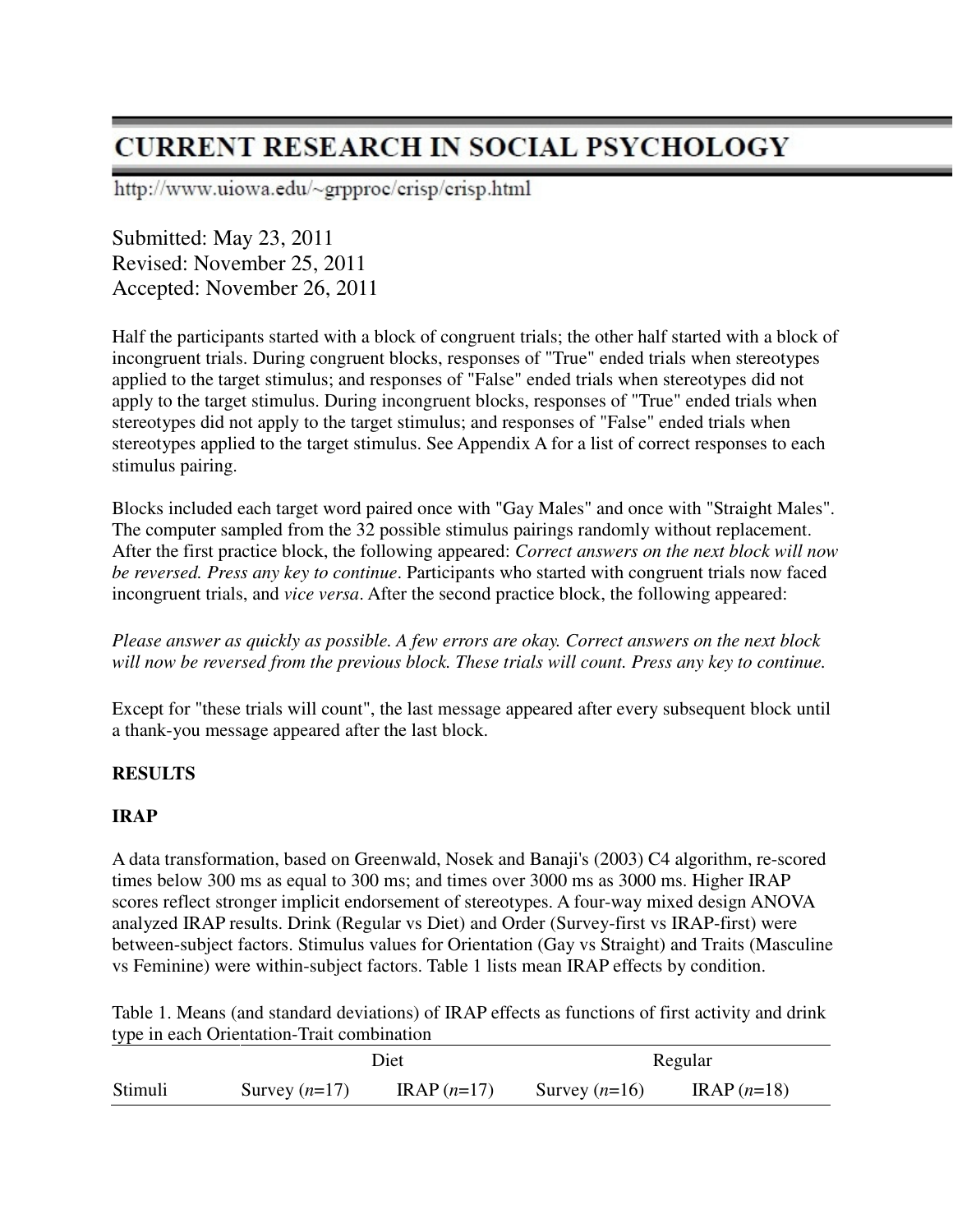# CURRENT RESEARCH IN SOCIAL PSYCHOLOGY

http://www.uiowa.edu/~grpproc/crisp/crisp.html

Submitted: May 23, 2011
Revised: November 25, 2011
Accepted: November 26, 2011

Half the participants started with a block of congruent trials; the other half started with a block of incongruent trials. During congruent blocks, responses of "True" ended trials when stereotypes applied to the target stimulus; and responses of "False" ended trials when stereotypes did not apply to the target stimulus. During incongruent blocks, responses of "True" ended trials when stereotypes did not apply to the target stimulus; and responses of "False" ended trials when stereotypes applied to the target stimulus. See Appendix A for a list of correct responses to each stimulus pairing.

Blocks included each target word paired once with "Gay Males" and once with "Straight Males". The computer sampled from the 32 possible stimulus pairings randomly without replacement. After the first practice block, the following appeared: *Correct answers on the next block will now be reversed. Press any key to continue*. Participants who started with congruent trials now faced incongruent trials, and *vice versa*. After the second practice block, the following appeared:

*Please answer as quickly as possible. A few errors are okay. Correct answers on the next block will now be reversed from the previous block. These trials will count. Press any key to continue.*

Except for "these trials will count", the last message appeared after every subsequent block until a thank-you message appeared after the last block.

**RESULTS**

**IRAP**

A data transformation, based on Greenwald, Nosek and Banaji's (2003) C4 algorithm, re-scored times below 300 ms as equal to 300 ms; and times over 3000 ms as 3000 ms. Higher IRAP scores reflect stronger implicit endorsement of stereotypes. A four-way mixed design ANOVA analyzed IRAP results. Drink (Regular vs Diet) and Order (Survey-first vs IRAP-first) were between-subject factors. Stimulus values for Orientation (Gay vs Straight) and Traits (Masculine vs Feminine) were within-subject factors. Table 1 lists mean IRAP effects by condition.

Table 1. Means (and standard deviations) of IRAP effects as functions of first activity and drink type in each Orientation-Trait combination

| | Diet | | Regular | |
|---|---|---|---|---|
| Stimuli | Survey (*n*=17) | IRAP (*n*=17) | Survey (*n*=16) | IRAP (*n*=18) |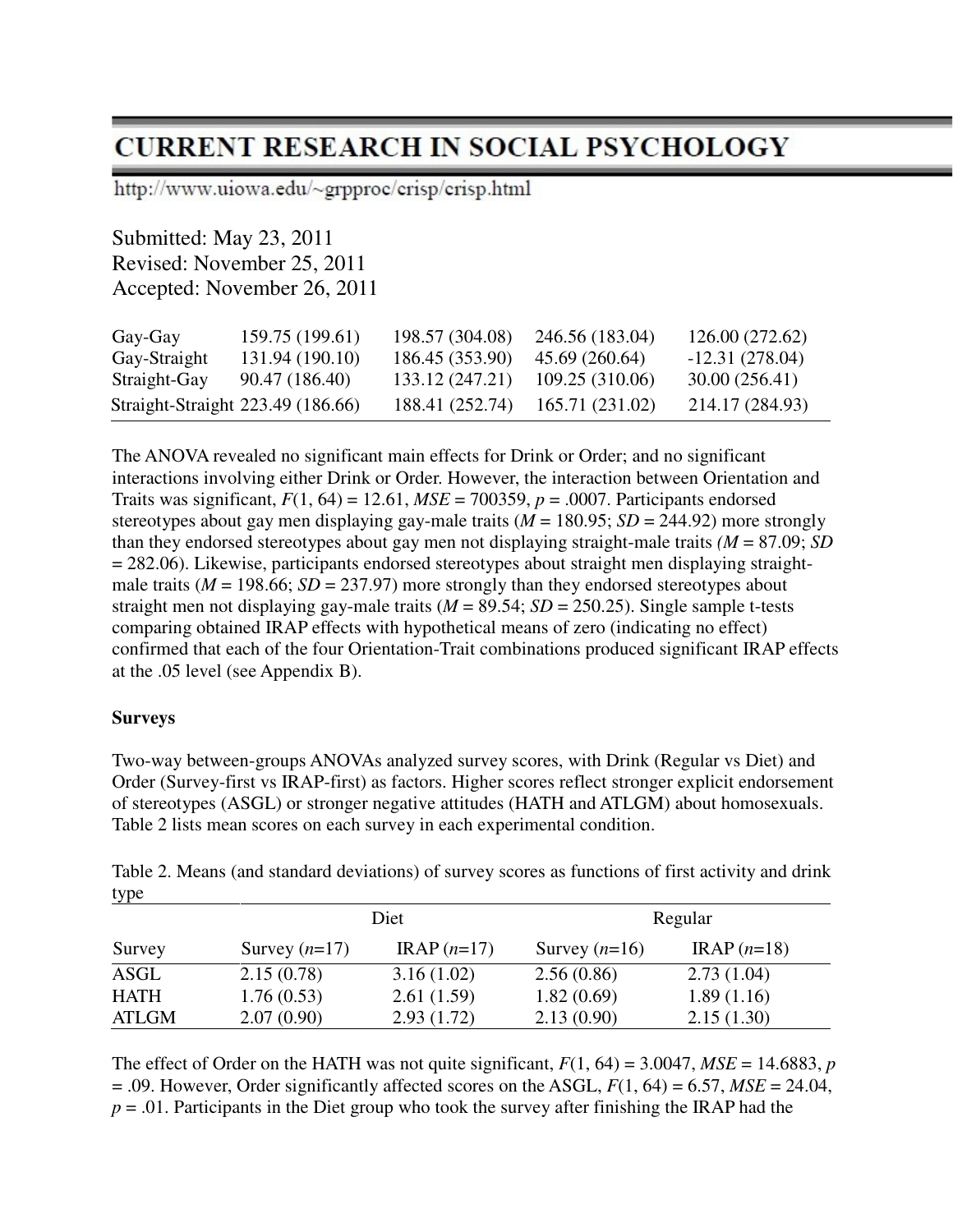| | | | | |
|---|---|---|---|---|
| Gay-Gay | 159.75 (199.61) | 198.57 (304.08) | 246.56 (183.04) | 126.00 (272.62) |
| Gay-Straight | 131.94 (190.10) | 186.45 (353.90) | 45.69 (260.64) | -12.31 (278.04) |
| Straight-Gay | 90.47 (186.40) | 133.12 (247.21) | 109.25 (310.06) | 30.00 (256.41) |
| Straight-Straight | 223.49 (186.66) | 188.41 (252.74) | 165.71 (231.02) | 214.17 (284.93) |

The ANOVA revealed no significant main effects for Drink or Order; and no significant interactions involving either Drink or Order. However, the interaction between Orientation and Traits was significant, $F(1, 64) = 12.61$, $MSE = 700359$, $p = .0007$. Participants endorsed stereotypes about gay men displaying gay-male traits ($M = 180.95$; $SD = 244.92$) more strongly than they endorsed stereotypes about gay men not displaying straight-male traits ($M = 87.09$; $SD = 282.06$). Likewise, participants endorsed stereotypes about straight men displaying straight-male traits ($M = 198.66$; $SD = 237.97$) more strongly than they endorsed stereotypes about straight men not displaying gay-male traits ($M = 89.54$; $SD = 250.25$). Single sample t-tests comparing obtained IRAP effects with hypothetical means of zero (indicating no effect) confirmed that each of the four Orientation-Trait combinations produced significant IRAP effects at the .05 level (see Appendix B).

**Surveys**

Two-way between-groups ANOVAs analyzed survey scores, with Drink (Regular vs Diet) and Order (Survey-first vs IRAP-first) as factors. Higher scores reflect stronger explicit endorsement of stereotypes (ASGL) or stronger negative attitudes (HATH and ATLGM) about homosexuals. Table 2 lists mean scores on each survey in each experimental condition.

Table 2. Means (and standard deviations) of survey scores as functions of first activity and drink type

| | Diet | | Regular | |
|---|---|---|---|---|
| Survey | Survey ($n$=17) | IRAP ($n$=17) | Survey ($n$=16) | IRAP ($n$=18) |
| ASGL | 2.15 (0.78) | 3.16 (1.02) | 2.56 (0.86) | 2.73 (1.04) |
| HATH | 1.76 (0.53) | 2.61 (1.59) | 1.82 (0.69) | 1.89 (1.16) |
| ATLGM | 2.07 (0.90) | 2.93 (1.72) | 2.13 (0.90) | 2.15 (1.30) |

The effect of Order on the HATH was not quite significant, $F(1, 64) = 3.0047$, $MSE = 14.6883$, $p = .09$. However, Order significantly affected scores on the ASGL, $F(1, 64) = 6.57$, $MSE = 24.04$, $p = .01$. Participants in the Diet group who took the survey after finishing the IRAP had the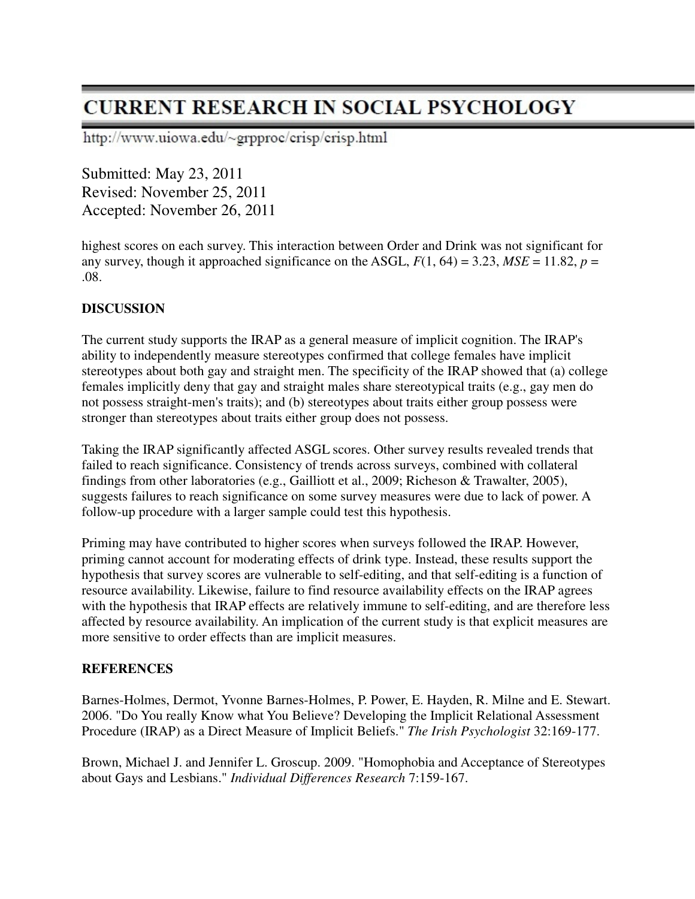highest scores on each survey. This interaction between Order and Drink was not significant for any survey, though it approached significance on the ASGL, $F(1, 64) = 3.23$, $MSE = 11.82$, $p = .08$.

**DISCUSSION**

The current study supports the IRAP as a general measure of implicit cognition. The IRAP's ability to independently measure stereotypes confirmed that college females have implicit stereotypes about both gay and straight men. The specificity of the IRAP showed that (a) college females implicitly deny that gay and straight males share stereotypical traits (e.g., gay men do not possess straight-men's traits); and (b) stereotypes about traits either group possess were stronger than stereotypes about traits either group does not possess.

Taking the IRAP significantly affected ASGL scores. Other survey results revealed trends that failed to reach significance. Consistency of trends across surveys, combined with collateral findings from other laboratories (e.g., Gailliott et al., 2009; Richeson & Trawalter, 2005), suggests failures to reach significance on some survey measures were due to lack of power. A follow-up procedure with a larger sample could test this hypothesis.

Priming may have contributed to higher scores when surveys followed the IRAP. However, priming cannot account for moderating effects of drink type. Instead, these results support the hypothesis that survey scores are vulnerable to self-editing, and that self-editing is a function of resource availability. Likewise, failure to find resource availability effects on the IRAP agrees with the hypothesis that IRAP effects are relatively immune to self-editing, and are therefore less affected by resource availability. An implication of the current study is that explicit measures are more sensitive to order effects than are implicit measures.

**REFERENCES**

Barnes-Holmes, Dermot, Yvonne Barnes-Holmes, P. Power, E. Hayden, R. Milne and E. Stewart. 2006. "Do You really Know what You Believe? Developing the Implicit Relational Assessment Procedure (IRAP) as a Direct Measure of Implicit Beliefs." *The Irish Psychologist* 32:169-177.

Brown, Michael J. and Jennifer L. Groscup. 2009. "Homophobia and Acceptance of Stereotypes about Gays and Lesbians." *Individual Differences Research* 7:159-167.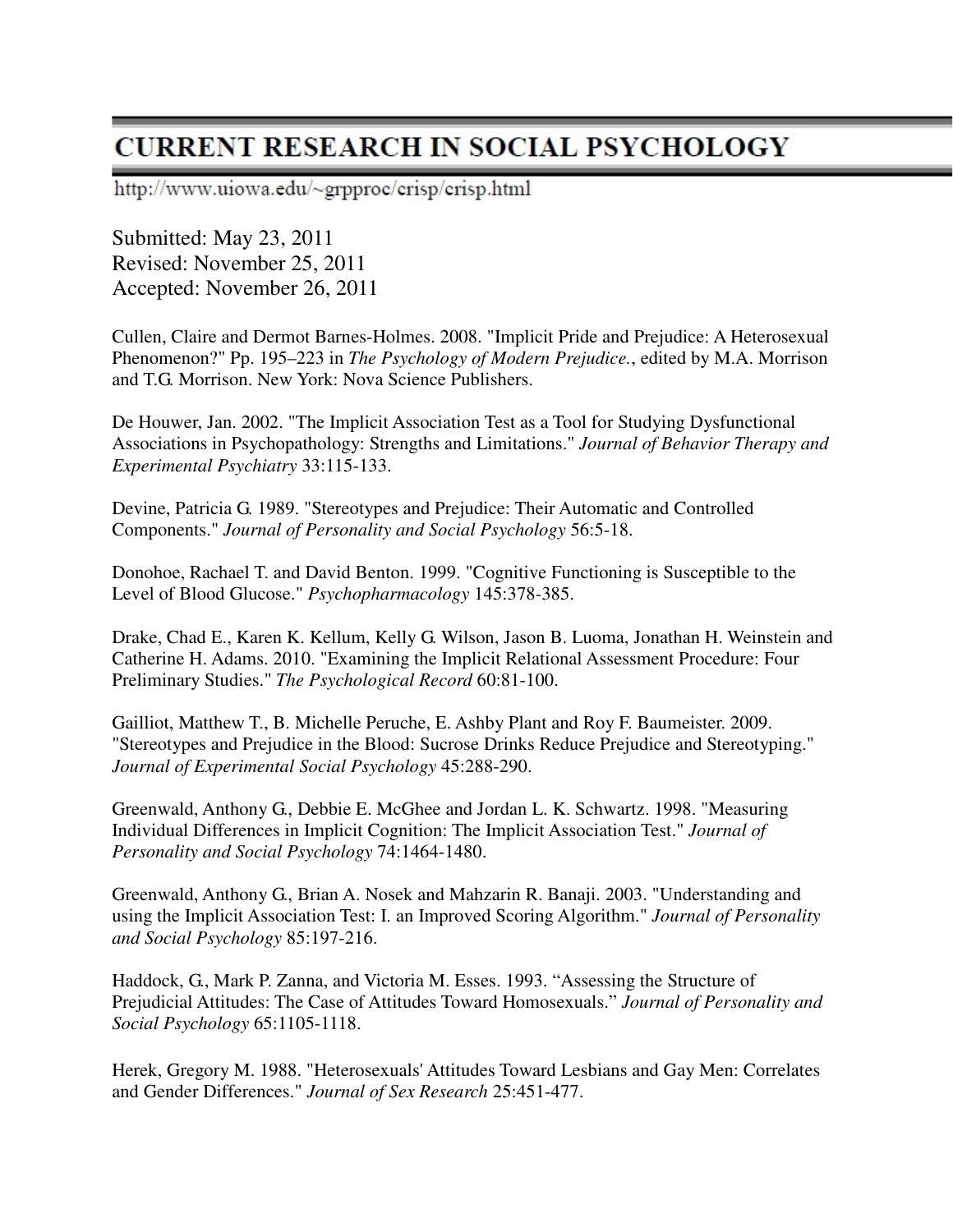Cullen, Claire and Dermot Barnes-Holmes. 2008. "Implicit Pride and Prejudice: A Heterosexual Phenomenon?" Pp. 195–223 in *The Psychology of Modern Prejudice.*, edited by M.A. Morrison and T.G. Morrison. New York: Nova Science Publishers.

De Houwer, Jan. 2002. "The Implicit Association Test as a Tool for Studying Dysfunctional Associations in Psychopathology: Strengths and Limitations." *Journal of Behavior Therapy and Experimental Psychiatry* 33:115-133.

Devine, Patricia G. 1989. "Stereotypes and Prejudice: Their Automatic and Controlled Components." *Journal of Personality and Social Psychology* 56:5-18.

Donohoe, Rachael T. and David Benton. 1999. "Cognitive Functioning is Susceptible to the Level of Blood Glucose." *Psychopharmacology* 145:378-385.

Drake, Chad E., Karen K. Kellum, Kelly G. Wilson, Jason B. Luoma, Jonathan H. Weinstein and Catherine H. Adams. 2010. "Examining the Implicit Relational Assessment Procedure: Four Preliminary Studies." *The Psychological Record* 60:81-100.

Gailliot, Matthew T., B. Michelle Peruche, E. Ashby Plant and Roy F. Baumeister. 2009. "Stereotypes and Prejudice in the Blood: Sucrose Drinks Reduce Prejudice and Stereotyping." *Journal of Experimental Social Psychology* 45:288-290.

Greenwald, Anthony G., Debbie E. McGhee and Jordan L. K. Schwartz. 1998. "Measuring Individual Differences in Implicit Cognition: The Implicit Association Test." *Journal of Personality and Social Psychology* 74:1464-1480.

Greenwald, Anthony G., Brian A. Nosek and Mahzarin R. Banaji. 2003. "Understanding and using the Implicit Association Test: I. an Improved Scoring Algorithm." *Journal of Personality and Social Psychology* 85:197-216.

Haddock, G., Mark P. Zanna, and Victoria M. Esses. 1993. "Assessing the Structure of Prejudicial Attitudes: The Case of Attitudes Toward Homosexuals." *Journal of Personality and Social Psychology* 65:1105-1118.

Herek, Gregory M. 1988. "Heterosexuals' Attitudes Toward Lesbians and Gay Men: Correlates and Gender Differences." *Journal of Sex Research* 25:451-477.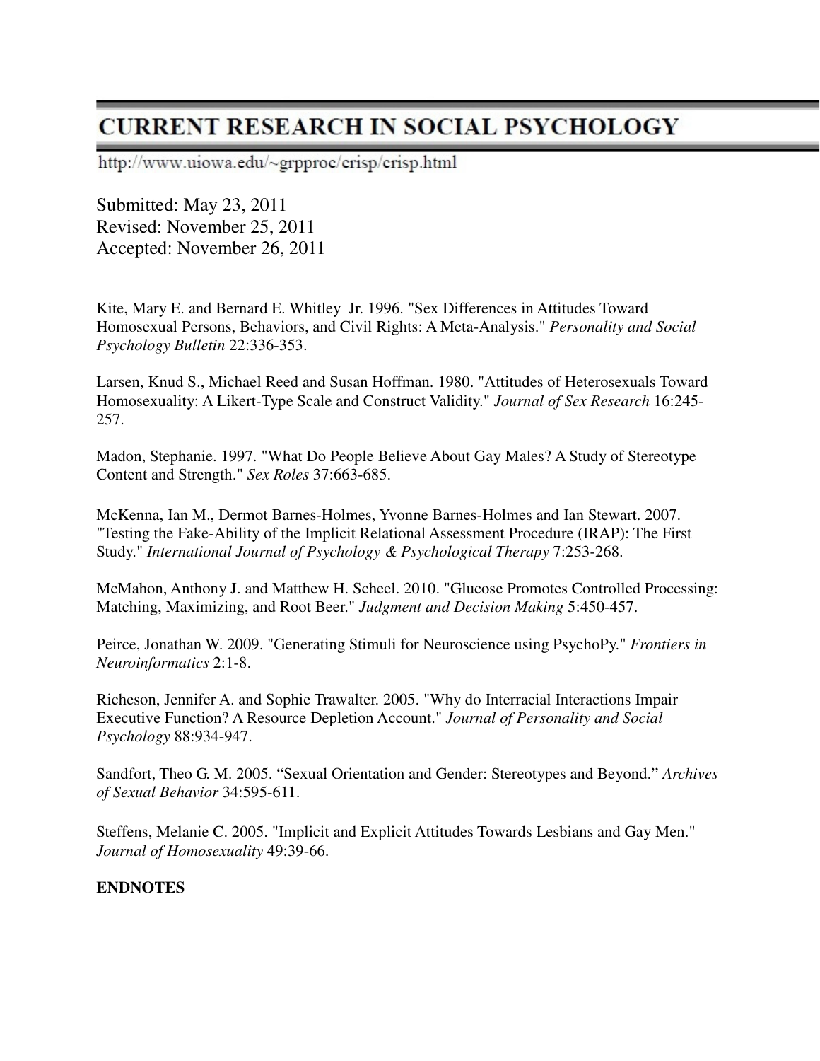Submitted: May 23, 2011
Revised: November 25, 2011
Accepted: November 26, 2011

Kite, Mary E. and Bernard E. Whitley Jr. 1996. "Sex Differences in Attitudes Toward Homosexual Persons, Behaviors, and Civil Rights: A Meta-Analysis." *Personality and Social Psychology Bulletin* 22:336-353.

Larsen, Knud S., Michael Reed and Susan Hoffman. 1980. "Attitudes of Heterosexuals Toward Homosexuality: A Likert-Type Scale and Construct Validity." *Journal of Sex Research* 16:245-257.

Madon, Stephanie. 1997. "What Do People Believe About Gay Males? A Study of Stereotype Content and Strength." *Sex Roles* 37:663-685.

McKenna, Ian M., Dermot Barnes-Holmes, Yvonne Barnes-Holmes and Ian Stewart. 2007. "Testing the Fake-Ability of the Implicit Relational Assessment Procedure (IRAP): The First Study." *International Journal of Psychology & Psychological Therapy* 7:253-268.

McMahon, Anthony J. and Matthew H. Scheel. 2010. "Glucose Promotes Controlled Processing: Matching, Maximizing, and Root Beer." *Judgment and Decision Making* 5:450-457.

Peirce, Jonathan W. 2009. "Generating Stimuli for Neuroscience using PsychoPy." *Frontiers in Neuroinformatics* 2:1-8.

Richeson, Jennifer A. and Sophie Trawalter. 2005. "Why do Interracial Interactions Impair Executive Function? A Resource Depletion Account." *Journal of Personality and Social Psychology* 88:934-947.

Sandfort, Theo G. M. 2005. "Sexual Orientation and Gender: Stereotypes and Beyond." *Archives of Sexual Behavior* 34:595-611.

Steffens, Melanie C. 2005. "Implicit and Explicit Attitudes Towards Lesbians and Gay Men." *Journal of Homosexuality* 49:39-66.

**ENDNOTES**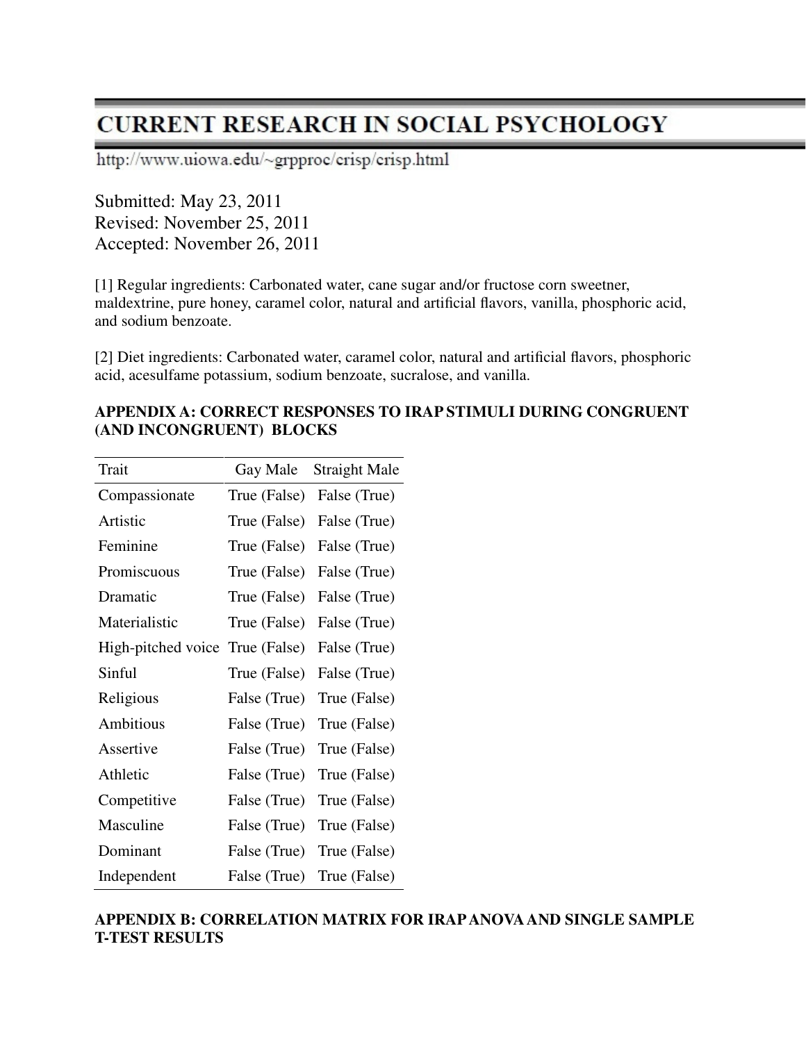Submitted: May 23, 2011
Revised: November 25, 2011
Accepted: November 26, 2011

[1] Regular ingredients: Carbonated water, cane sugar and/or fructose corn sweetner, maldextrine, pure honey, caramel color, natural and artificial flavors, vanilla, phosphoric acid, and sodium benzoate.

[2] Diet ingredients: Carbonated water, caramel color, natural and artificial flavors, phosphoric acid, acesulfame potassium, sodium benzoate, sucralose, and vanilla.

**APPENDIX A: CORRECT RESPONSES TO IRAP STIMULI DURING CONGRUENT (AND INCONGRUENT) BLOCKS**

| Trait | Gay Male | Straight Male |
|---|---|---|
| Compassionate | True (False) | False (True) |
| Artistic | True (False) | False (True) |
| Feminine | True (False) | False (True) |
| Promiscuous | True (False) | False (True) |
| Dramatic | True (False) | False (True) |
| Materialistic | True (False) | False (True) |
| High-pitched voice | True (False) | False (True) |
| Sinful | True (False) | False (True) |
| Religious | False (True) | True (False) |
| Ambitious | False (True) | True (False) |
| Assertive | False (True) | True (False) |
| Athletic | False (True) | True (False) |
| Competitive | False (True) | True (False) |
| Masculine | False (True) | True (False) |
| Dominant | False (True) | True (False) |
| Independent | False (True) | True (False) |

**APPENDIX B: CORRELATION MATRIX FOR IRAP ANOVA AND SINGLE SAMPLE T-TEST RESULTS**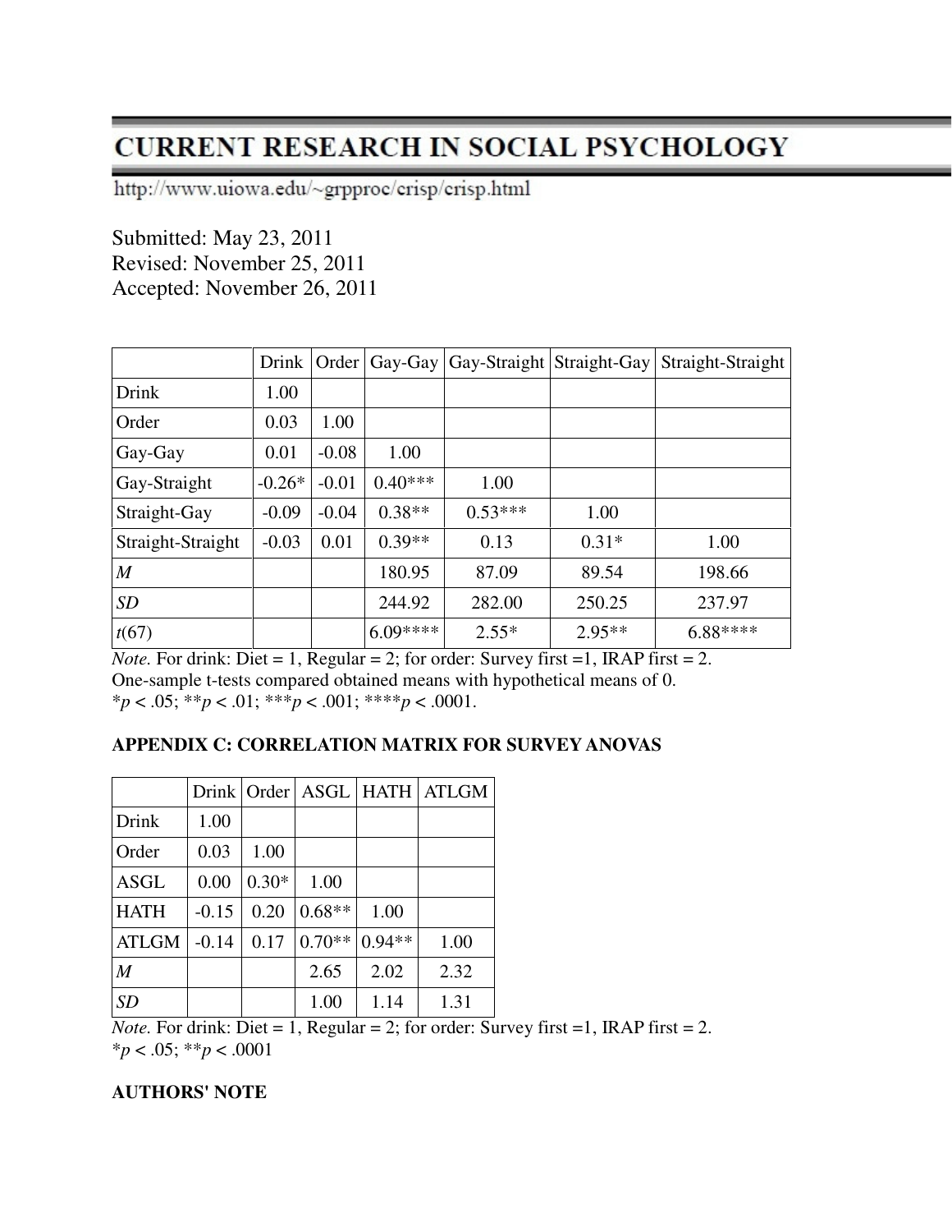Submitted: May 23, 2011
Revised: November 25, 2011
Accepted: November 26, 2011

| | Drink | Order | Gay-Gay | Gay-Straight | Straight-Gay | Straight-Straight |
|---|---|---|---|---|---|---|
| Drink | 1.00 | | | | | |
| Order | 0.03 | 1.00 | | | | |
| Gay-Gay | 0.01 | -0.08 | 1.00 | | | |
| Gay-Straight | -0.26* | -0.01 | 0.40*** | 1.00 | | |
| Straight-Gay | -0.09 | -0.04 | 0.38** | 0.53*** | 1.00 | |
| Straight-Straight | -0.03 | 0.01 | 0.39** | 0.13 | 0.31* | 1.00 |
| *M* | | | 180.95 | 87.09 | 89.54 | 198.66 |
| *SD* | | | 244.92 | 282.00 | 250.25 | 237.97 |
| $t(67)$ | | | 6.09**** | 2.55* | 2.95** | 6.88**** |

*Note.* For drink: Diet = 1, Regular = 2; for order: Survey first =1, IRAP first = 2.
One-sample t-tests compared obtained means with hypothetical means of 0.
*$p < .05$; **$p < .01$; ***$p < .001$; ****$p < .0001$.

**APPENDIX C: CORRELATION MATRIX FOR SURVEY ANOVAS**

| | Drink | Order | ASGL | HATH | ATLGM |
|---|---|---|---|---|---|
| Drink | 1.00 | | | | |
| Order | 0.03 | 1.00 | | | |
| ASGL | 0.00 | 0.30* | 1.00 | | |
| HATH | -0.15 | 0.20 | 0.68** | 1.00 | |
| ATLGM | -0.14 | 0.17 | 0.70** | 0.94** | 1.00 |
| *M* | | | 2.65 | 2.02 | 2.32 |
| *SD* | | | 1.00 | 1.14 | 1.31 |

*Note.* For drink: Diet = 1, Regular = 2; for order: Survey first =1, IRAP first = 2.
*$p < .05$; **$p < .0001$

**AUTHORS' NOTE**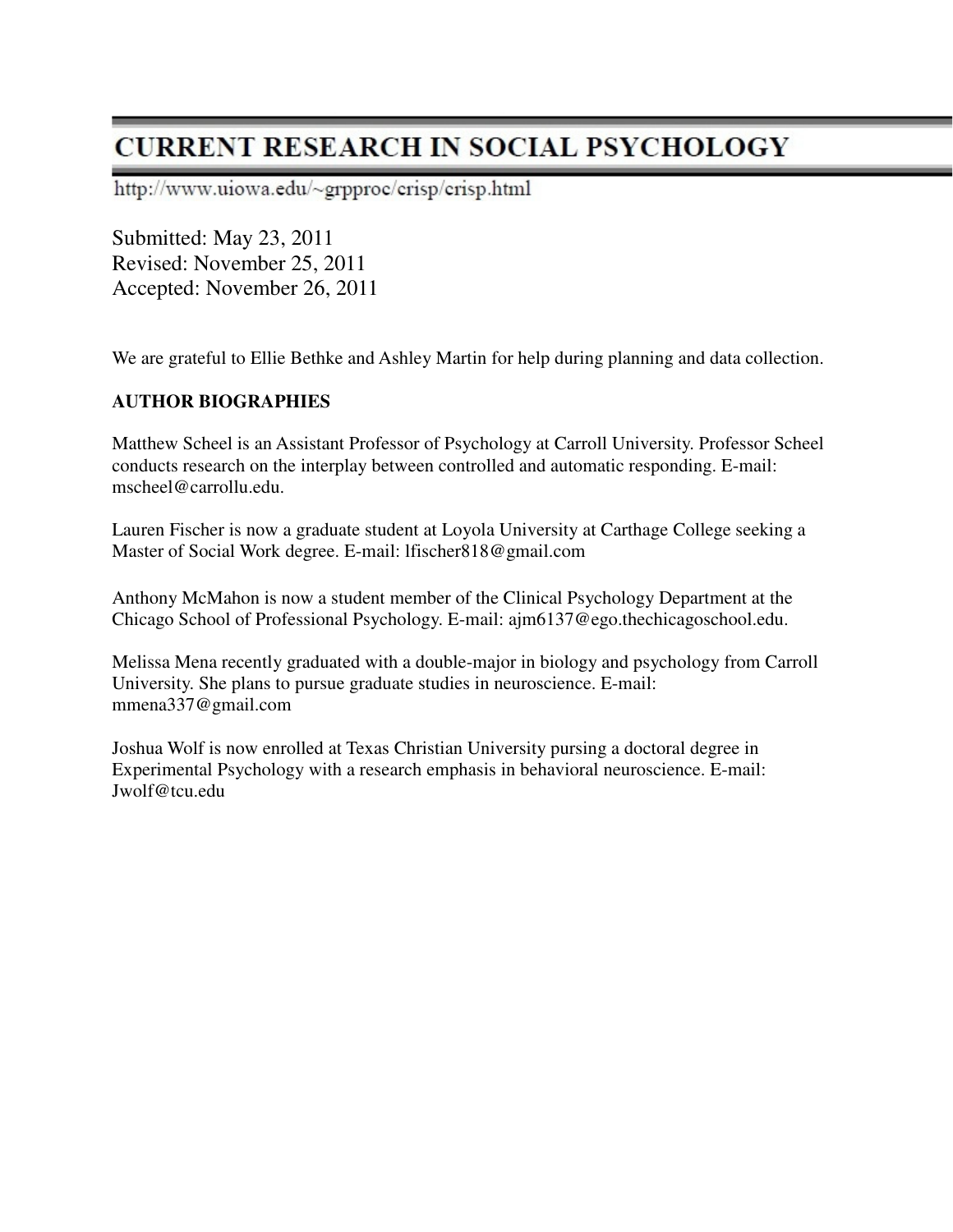# CURRENT RESEARCH IN SOCIAL PSYCHOLOGY

http://www.uiowa.edu/~grpproc/crisp/crisp.html

Submitted: May 23, 2011
Revised: November 25, 2011
Accepted: November 26, 2011

We are grateful to Ellie Bethke and Ashley Martin for help during planning and data collection.

**AUTHOR BIOGRAPHIES**

Matthew Scheel is an Assistant Professor of Psychology at Carroll University. Professor Scheel conducts research on the interplay between controlled and automatic responding. E-mail: mscheel@carrollu.edu.

Lauren Fischer is now a graduate student at Loyola University at Carthage College seeking a Master of Social Work degree. E-mail: lfischer818@gmail.com

Anthony McMahon is now a student member of the Clinical Psychology Department at the Chicago School of Professional Psychology. E-mail: ajm6137@ego.thechicagoschool.edu.

Melissa Mena recently graduated with a double-major in biology and psychology from Carroll University. She plans to pursue graduate studies in neuroscience. E-mail: mmena337@gmail.com

Joshua Wolf is now enrolled at Texas Christian University pursing a doctoral degree in Experimental Psychology with a research emphasis in behavioral neuroscience. E-mail: Jwolf@tcu.edu